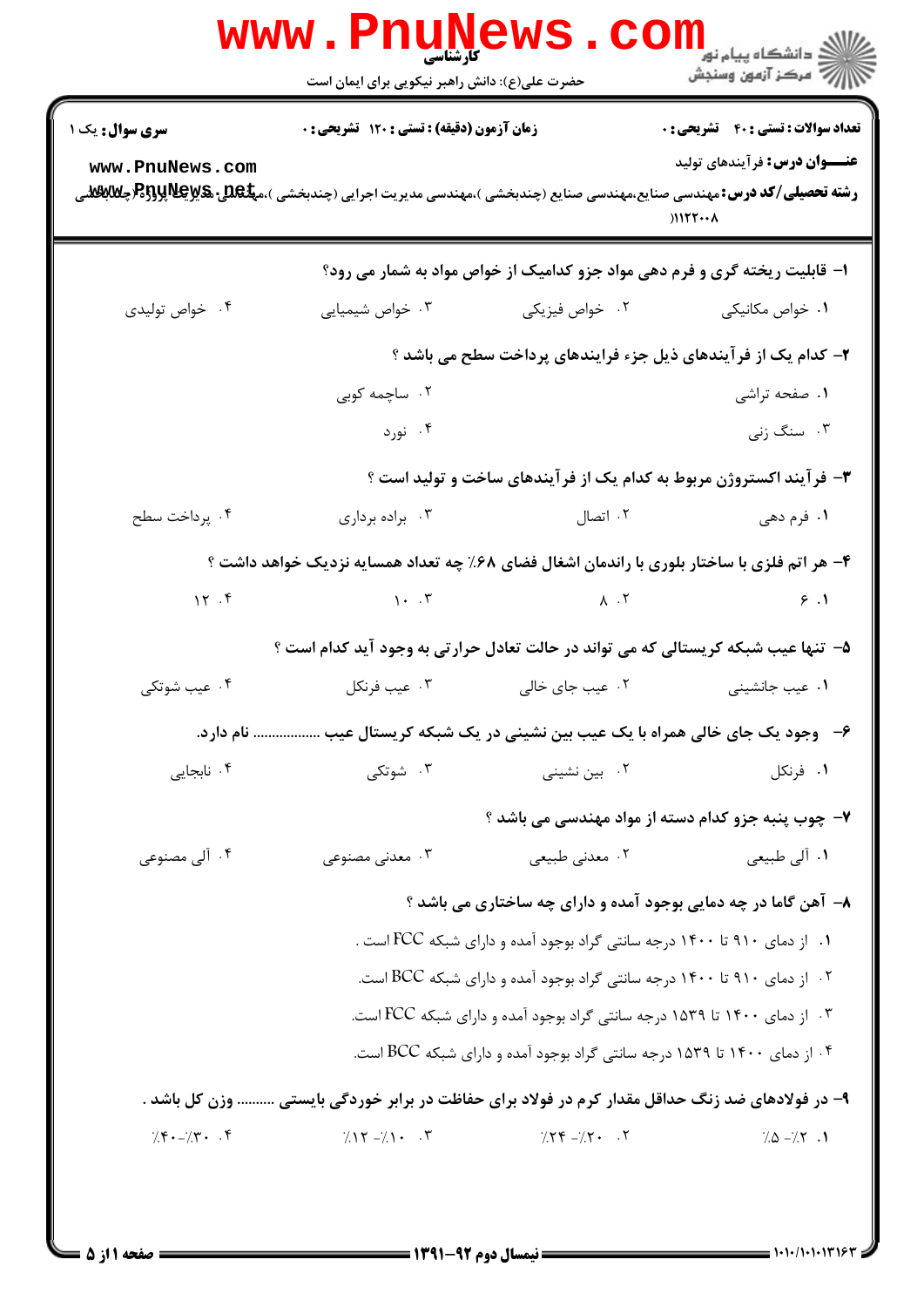**کارشناسی**

حضرت علی(ع): دانش راهبر نیکویی برای ایمان است

دانشگاه پیام نور
مرکز آزمون وسنجش

**سری سوال:** یک ۱

**زمان آزمون (دقیقه) : تستی : ۱۲۰ تشریحی : ۰**

**تعداد سوالات : تستی : ۴۰ تشریحی : ۰**

**عنـــوان درس:** فرآیندهای تولید

**رشته تحصیلی/کد درس:** مهندسی صنایع،مهندسی صنایع (چندبخشی )،مهندسی مدیریت اجرایی (چندبخشی )،مهندسی مدیریت پروژه (چندبخشی ) ۱۱۲۲۰۰۸

۱- قابلیت ریخته گری و فرم دهی مواد جزو کدامیک از خواص مواد به شمار می رود؟

۱. خواص مکانیکی
۲. خواص فیزیکی
۳. خواص شیمیایی
۴. خواص تولیدی

۲- کدام یک از فرآیندهای ذیل جزء فرایندهای پرداخت سطح می باشد ؟

۱. صفحه تراشی
۲. ساچمه کوبی
۳. سنگ زنی
۴. نورد

۳- فرآیند اکستروژن مربوط به کدام یک از فرآیندهای ساخت و تولید است ؟

۱. فرم دهی
۲. اتصال
۳. براده برداری
۴. پرداخت سطح

۴- هر اتم فلزی با ساختار بلوری با راندمان اشغال فضای ۶۸٪ چه تعداد همسایه نزدیک خواهد داشت ؟

۱. ۶
۲. ۸
۳. ۱۰
۴. ۱۲

۵- تنها عیب شبکه کریستالی که می تواند در حالت تعادل حرارتی به وجود آید کدام است ؟

۱. عیب جانشینی
۲. عیب جای خالی
۳. عیب فرنکل
۴. عیب شوتکی

۶- وجود یک جای خالی همراه با یک عیب بین نشینی در یک شبکه کریستال عیب ................. نام دارد.

۱. فرنکل
۲. بین نشینی
۳. شوتکی
۴. نابجایی

۷- چوب پنبه جزو کدام دسته از مواد مهندسی می باشد ؟

۱. آلی طبیعی
۲. معدنی طبیعی
۳. معدنی مصنوعی
۴. آلی مصنوعی

۸- آهن گاما در چه دمایی بوجود آمده و دارای چه ساختاری می باشد ؟

۱. از دمای ۹۱۰ تا ۱۴۰۰ درجه سانتی گراد بوجود آمده و دارای شبکه FCC است .
۲. از دمای ۹۱۰ تا ۱۴۰۰ درجه سانتی گراد بوجود آمده و دارای شبکه BCC است.
۳. از دمای ۱۴۰۰ تا ۱۵۳۹ درجه سانتی گراد بوجود آمده و دارای شبکه FCC است.
۴. از دمای ۱۴۰۰ تا ۱۵۳۹ درجه سانتی گراد بوجود آمده و دارای شبکه BCC است.

۹- در فولادهای ضد زنگ حداقل مقدار کرم در فولاد برای حفاظت در برابر خوردگی بایستی ......... وزن کل باشد .

۱. ٪۲- ٪۵
۲. ٪۲۰- ٪۲۴
۳. ٪۱۰- ٪۱۲
۴. ٪۳۰- ٪۴۰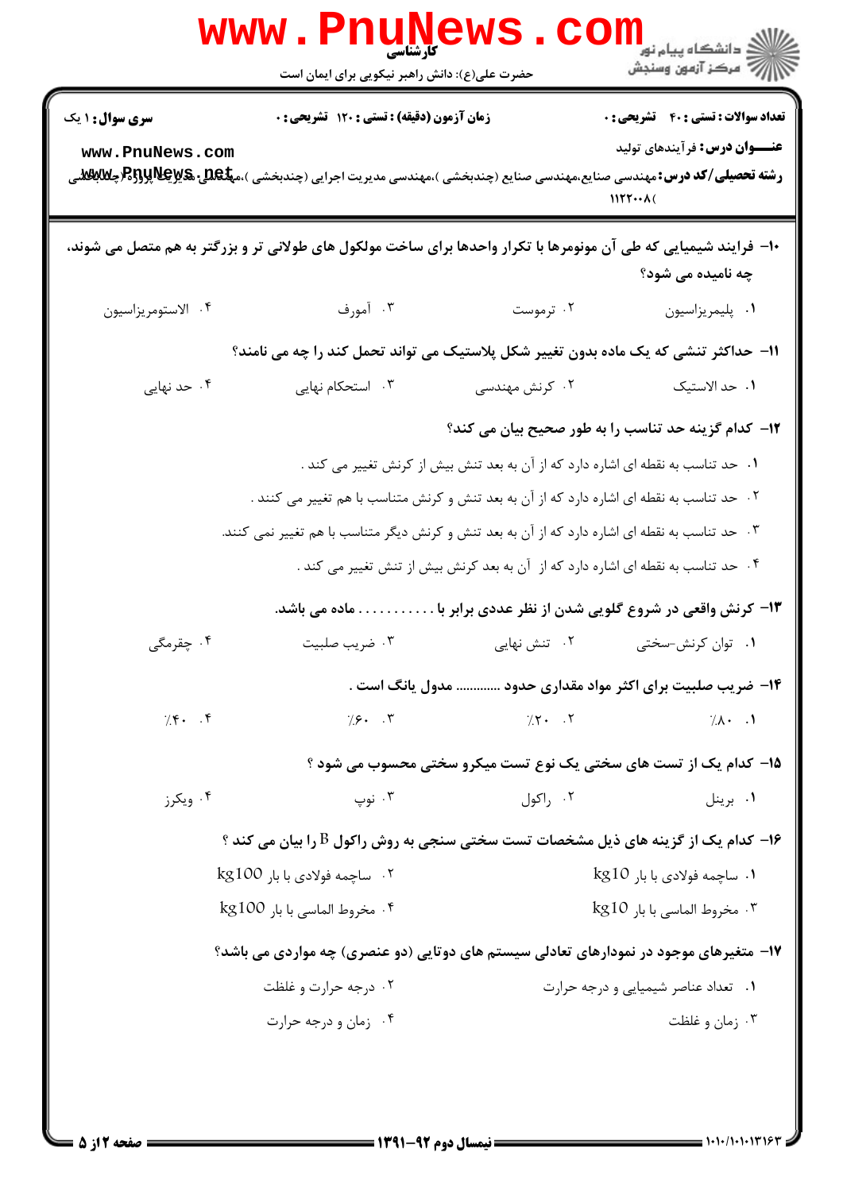۱۰- فرایند شیمیایی که طی آن مونومرها با تکرار واحدها برای ساخت مولکول های طولانی تر و بزرگتر به هم متصل می شوند، چه نامیده می شود؟

۱. پلیمریزاسیون
۲. ترموست
۳. آمورف
۴. الاستومریزاسیون

۱۱- حداکثر تنشی که یک ماده بدون تغییر شکل پلاستیک می تواند تحمل کند را چه می نامند؟

۱. حد الاستیک
۲. کرنش مهندسی
۳. استحکام نهایی
۴. حد نهایی

۱۲- کدام گزینه حد تناسب را به طور صحیح بیان می کند؟

۱. حد تناسب به نقطه ای اشاره دارد که از آن به بعد تنش بیش از کرنش تغییر می کند .
۲. حد تناسب به نقطه ای اشاره دارد که از آن به بعد تنش و کرنش متناسب با هم تغییر می کنند .
۳. حد تناسب به نقطه ای اشاره دارد که از آن به بعد تنش و کرنش دیگر متناسب با هم تغییر نمی کنند.
۴. حد تناسب به نقطه ای اشاره دارد که از آن به بعد کرنش بیش از تنش تغییر می کند .

۱۳- کرنش واقعی در شروع گلویی شدن از نظر عددی برابر با ........... ماده می باشد.

۱. توان کرنش-سختی
۲. تنش نهایی
۳. ضریب صلبیت
۴. چقرمگی

۱۴- ضریب صلبیت برای اکثر مواد مقداری حدود ............ مدول یانگ است .

۱. ٪۸۰
۲. ٪۲۰
۳. ٪۶۰
۴. ٪۴۰

۱۵- کدام یک از تست های سختی یک نوع تست میکرو سختی محسوب می شود ؟

۱. برینل
۲. راکول
۳. نوپ
۴. ویکرز

۱۶- کدام یک از گزینه های ذیل مشخصات تست سختی سنجی به روش راکول B را بیان می کند ؟

۱. ساچمه فولادی با بار 10kg
۲. ساچمه فولادی با بار 100kg
۳. مخروط الماسی با بار 10kg
۴. مخروط الماسی با بار 100kg

۱۷- متغیرهای موجود در نمودارهای تعادلی سیستم های دوتایی (دو عنصری) چه مواردی می باشد؟

۱. تعداد عناصر شیمیایی و درجه حرارت
۲. درجه حرارت و غلظت
۳. زمان و غلظت
۴. زمان و درجه حرارت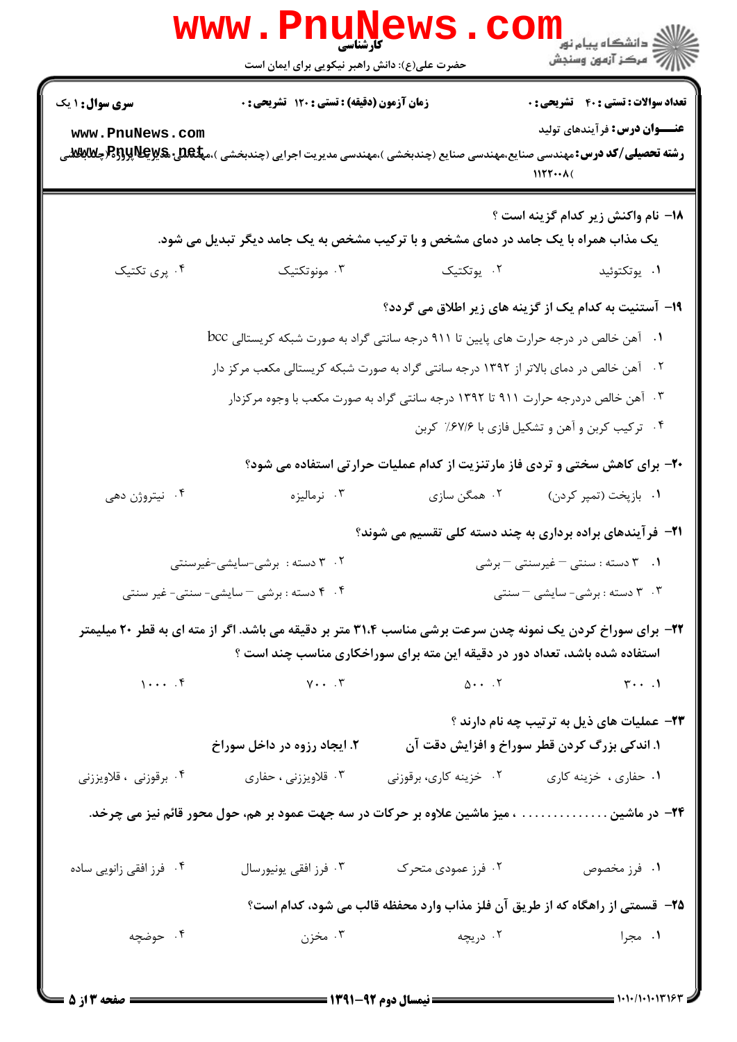**سری سوال:** ۱ یک

**زمان آزمون (دقیقه) : تستی : ۱۲۰ تشریحی : ۰**

**تعداد سوالات : تستی : ۴۰ تشریحی : ۰**

**عنـــوان درس:** فرآیندهای تولید

**رشته تحصیلی/کد درس:** مهندسی صنایع،مهندسی صنایع (چندبخشی )،مهندسی مدیریت اجرایی (چندبخشی )،مهندسی مدیریت پروژه (چندبخشی ۱۱۲۲۰۰۸)

۱۸- نام واکنش زیر کدام گزینه است ؟

یک مذاب همراه با یک جامد در دمای مشخص و با ترکیب مشخص به یک جامد دیگر تبدیل می شود.

۱. یوتکتوئید
۲. یوتکتیک
۳. مونوتکتیک
۴. پری تکتیک

۱۹- آستنیت به کدام یک از گزینه های زیر اطلاق می گردد؟

۱. آهن خالص در درجه حرارت های پایین تا ۹۱۱ درجه سانتی گراد به صورت شبکه کریستالی bcc
۲. آهن خالص در دمای بالاتر از ۱۳۹۲ درجه سانتی گراد به صورت شبکه کریستالی مکعب مرکز دار
۳. آهن خالص دردرجه حرارت ۹۱۱ تا ۱۳۹۲ درجه سانتی گراد به صورت مکعب با وجوه مرکزدار
۴. ترکیب کربن و آهن و تشکیل فازی با ۶۷/۶٪ کربن

۲۰- برای کاهش سختی و تردی فاز مارتنزیت از کدام عملیات حرارتی استفاده می شود؟

۱. بازپخت (تمپر کردن)
۲. همگن سازی
۳. نرمالیزه
۴. نیتروژن دهی

۲۱- فرآیندهای براده برداری به چند دسته کلی تقسیم می شوند؟

۱. ۳ دسته : سنتی – غیرسنتی – برشی
۲. ۳ دسته : برشی-سایشی-غیرسنتی
۳. ۳ دسته : برشی- سایشی – سنتی
۴. ۴ دسته : برشی – سایشی- سنتی- غیر سنتی

۲۲- برای سوراخ کردن یک نمونه چدن سرعت برشی مناسب ۳۱،۴ متر بر دقیقه می باشد. اگر از مته ای به قطر ۲۰ میلیمتر استفاده شده باشد، تعداد دور در دقیقه این مته برای سوراخکاری مناسب چند است ؟

۱. ۳۰۰
۲. ۵۰۰
۳. ۷۰۰
۴. ۱۰۰۰

۲۳- عملیات های ذیل به ترتیب چه نام دارند ؟

۱. اندکی بزرگ کردن قطر سوراخ و افزایش دقت آن
۲. ایجاد رزوه در داخل سوراخ

۱. حفاری ، خزینه کاری
۲. خزینه کاری، برقوزنی
۳. قلاویززنی ، حفاری
۴. برقوزنی ، قلاویززنی

۲۴- در ماشین ................ ، میز ماشین علاوه بر حرکات در سه جهت عمود بر هم، حول محور قائم نیز می چرخد.

۱. فرز مخصوص
۲. فرز عمودی متحرک
۳. فرز افقی یونیورسال
۴. فرز افقی زانویی ساده

۲۵- قسمتی از راهگاه که از طریق آن فلز مذاب وارد محفظه قالب می شود، کدام است؟

۱. مجرا
۲. دریچه
۳. مخزن
۴. حوضچه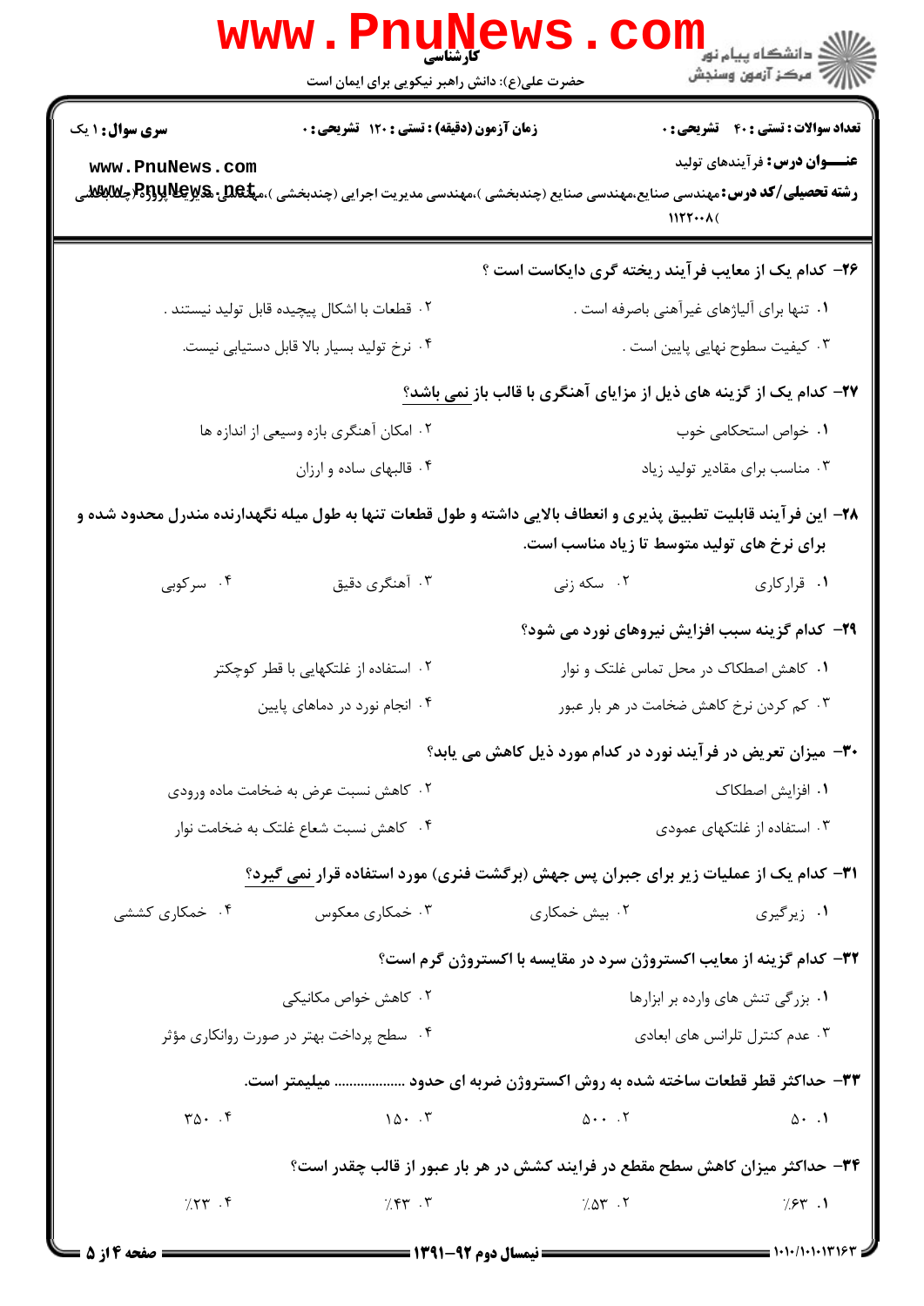**سری سوال:** ۱ یک

**زمان آزمون (دقیقه) : تستی :** ۱۲۰ **تشریحی :** ۰

**تعداد سوالات : تستی :** ۴۰ **تشریحی :** ۰

**عنـــوان درس:** فرآیندهای تولید

**رشته تحصیلی/کد درس:** مهندسی صنایع،مهندسی صنایع (چندبخشی )،مهندسی مدیریت اجرایی (چندبخشی )،مهندسی مدیریت پروژه (چندبخشی ۱۱۲۲۰۰۸)

۲۶- کدام یک از معایب فرآیند ریخته گری دایکاست است ؟

۱. تنها برای آلیاژهای غیرآهنی باصرفه است .

۲. قطعات با اشکال پیچیده قابل تولید نیستند .

۳. کیفیت سطوح نهایی پایین است .

۴. نرخ تولید بسیار بالا قابل دستیابی نیست.

۲۷- کدام یک از گزینه های ذیل از مزایای آهنگری با قالب باز نمی باشد؟

۱. خواص استحکامی خوب

۲. امکان آهنگری بازه وسیعی از اندازه ها

۳. مناسب برای مقادیر تولید زیاد

۴. قالبهای ساده و ارزان

۲۸- این فرآیند قابلیت تطبیق پذیری و انعطاف بالایی داشته و طول قطعات تنها به طول میله نگهدارنده مندرل محدود شده و برای نرخ های تولید متوسط تا زیاد مناسب است.

۱. قرارکاری

۲. سکه زنی

۳. آهنگری دقیق

۴. سرکوبی

۲۹- کدام گزینه سبب افزایش نیروهای نورد می شود؟

۱. کاهش اصطکاک در محل تماس غلتک و نوار

۲. استفاده از غلتکهایی با قطر کوچکتر

۳. کم کردن نرخ کاهش ضخامت در هر بار عبور

۴. انجام نورد در دماهای پایین

۳۰- میزان تعریض در فرآیند نورد در کدام مورد ذیل کاهش می یابد؟

۱. افزایش اصطکاک

۲. کاهش نسبت عرض به ضخامت ماده ورودی

۳. استفاده از غلتکهای عمودی

۴. کاهش نسبت شعاع غلتک به ضخامت نوار

۳۱- کدام یک از عملیات زیر برای جبران پس جهش (برگشت فنری) مورد استفاده قرار نمی گیرد؟

۱. زیرگیری

۲. بیش خمکاری

۳. خمکاری معکوس

۴. خمکاری کششی

۳۲- کدام گزینه از معایب اکستروژن سرد در مقایسه با اکستروژن گرم است؟

۱. بزرگی تنش های وارده بر ابزارها

۲. کاهش خواص مکانیکی

۳. عدم کنترل تلرانس های ابعادی

۴. سطح پرداخت بهتر در صورت روانکاری مؤثر

۳۳- حداکثر قطر قطعات ساخته شده به روش اکستروژن ضربه ای حدود ................. میلیمتر است.

۱. ۵۰

۲. ۵۰۰

۳. ۱۵۰

۴. ۳۵۰

۳۴- حداکثر میزان کاهش سطح مقطع در فرایند کشش در هر بار عبور از قالب چقدر است؟

۱. ۶۳٪

۲. ۵۳٪

۳. ۴۳٪

۴. ۲۳٪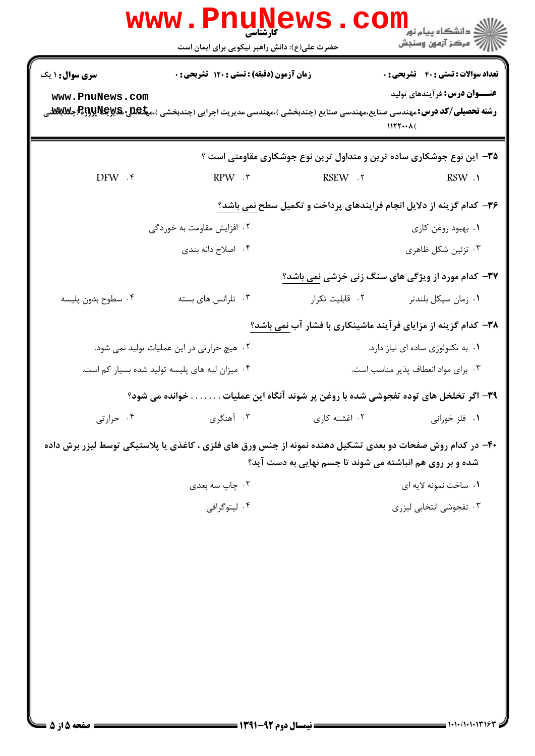**سری سوال:** ۱ یک

**زمان آزمون (دقیقه) : تستی :** ۱۲۰ **تشریحی :** ۰

**تعداد سوالات : تستی :** ۴۰ **تشریحی :** ۰

**عنـــوان درس:** فرآیندهای تولید

**رشته تحصیلی/کد درس:** مهندسی صنایع،مهندسی صنایع (چندبخشی )،مهندسی مدیریت اجرایی (چندبخشی )،مهندسی مدیریت پروژه (چندبخشی ۱۱۲۲۰۰۸)

---

**۳۵- این نوع جوشکاری ساده ترین و متداول ترین نوع جوشکاری مقاومتی است ؟**

۱. RSW
۲. RSEW
۳. RPW
۴. DFW

**۳۶- کدام گزینه از دلایل انجام فرایندهای پرداخت و تکمیل سطح نمی باشد؟**

۱. بهبود روغن کاری
۲. افزایش مقاومت به خوردگی
۳. تزئین شکل ظاهری
۴. اصلاح دانه بندی

**۳۷- کدام مورد از ویژگی های سنگ زنی خزشی نمی باشد؟**

۱. زمان سیکل بلندتر
۲. قابلیت تکرار
۳. تلرانس های بسته
۴. سطوح بدون پلیسه

**۳۸- کدام گزینه از مزایای فرآیند ماشینکاری با فشار آب نمی باشد؟**

۱. به تکنولوژی ساده ای نیاز دارد.
۲. هیچ حرارتی در این عملیات تولید نمی شود.
۳. برای مواد انعطاف پذیر مناسب است.
۴. میزان لبه های پلیسه تولید شده بسیار کم است.

**۳۹- اگر تخلخل های توده تفجوشی شده با روغن پر شوند آنگاه این عملیات ........ خوانده می شود؟**

۱. فلز خورانی
۲. اغشته کاری
۳. آهنگری
۴. حرارتی

**۴۰- در کدام روش صفحات دو بعدی تشکیل دهنده نمونه از جنس ورق های فلزی ، کاغذی یا پلاستیکی توسط لیزر برش داده شده و بر روی هم انباشته می شوند تا جسم نهایی به دست آید؟**

۱. ساخت نمونه لایه ای
۲. چاپ سه بعدی
۳. تفجوشی انتخابی لیزری
۴. لیتوگرافی